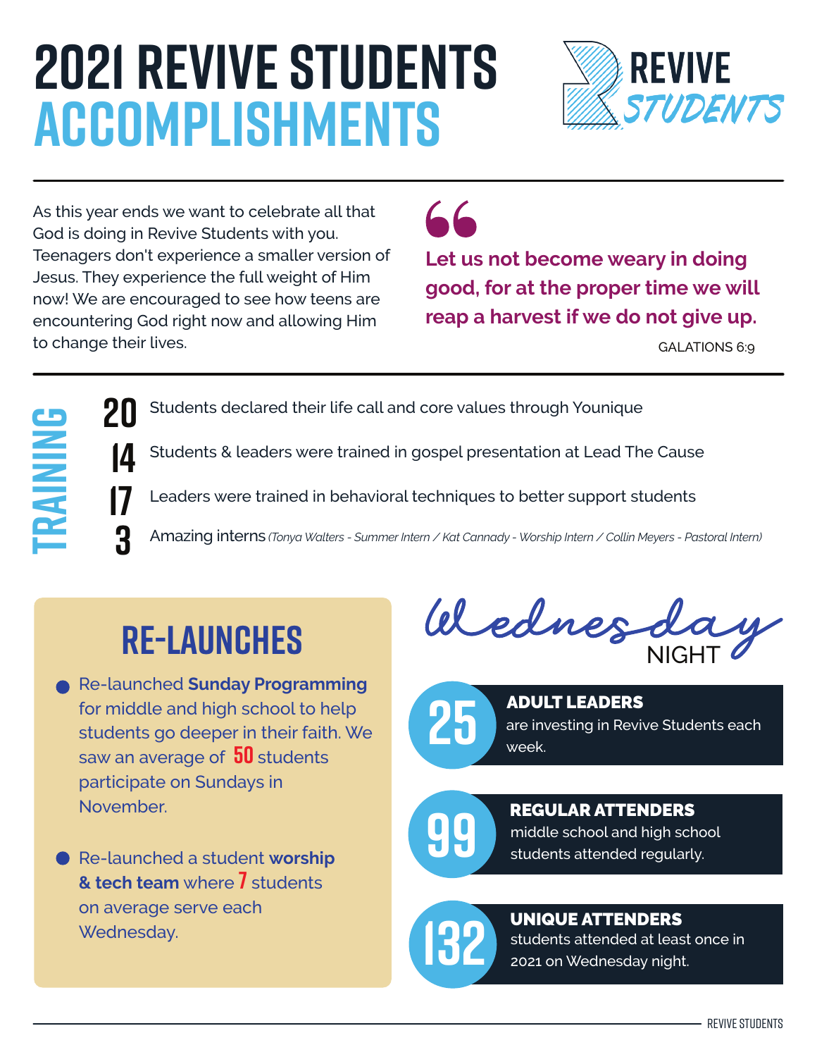# 2021 REVIVE STUDENTS ACCOMPLISHMENTS

REVIVE STUDENTS

As this year ends we want to celebrate all that God is doing in Revive Students with you. Teenagers don't experience a smaller version of Jesus. They experience the full weight of Him now! We are encouraged to see how teens are encountering God right now and allowing Him to change their lives.

> **Let us not become weary in doing good, for at the proper time we will reap a harvest if we do not give up.**
>
> GALATIONS 6:9

## TRAINING

- **20** Students declared their life call and core values through Younique
- **14** Students & leaders were trained in gospel presentation at Lead The Cause
- **17** Leaders were trained in behavioral techniques to better support students
- **3** Amazing interns *(Tonya Walters - Summer Intern / Kat Cannady - Worship Intern / Collin Meyers - Pastoral Intern)*

## RE-LAUNCHES

- Re-launched **Sunday Programming** for middle and high school to help students go deeper in their faith. We saw an average of **50** students participate on Sundays in November.
- Re-launched a student **worship & tech team** where **7** students on average serve each Wednesday.

## Wednesday NIGHT

- **25** — **ADULT LEADERS** are investing in Revive Students each week.
- **99** — **REGULAR ATTENDERS** middle school and high school students attended regularly.
- **132** — **UNIQUE ATTENDERS** students attended at least once in 2021 on Wednesday night.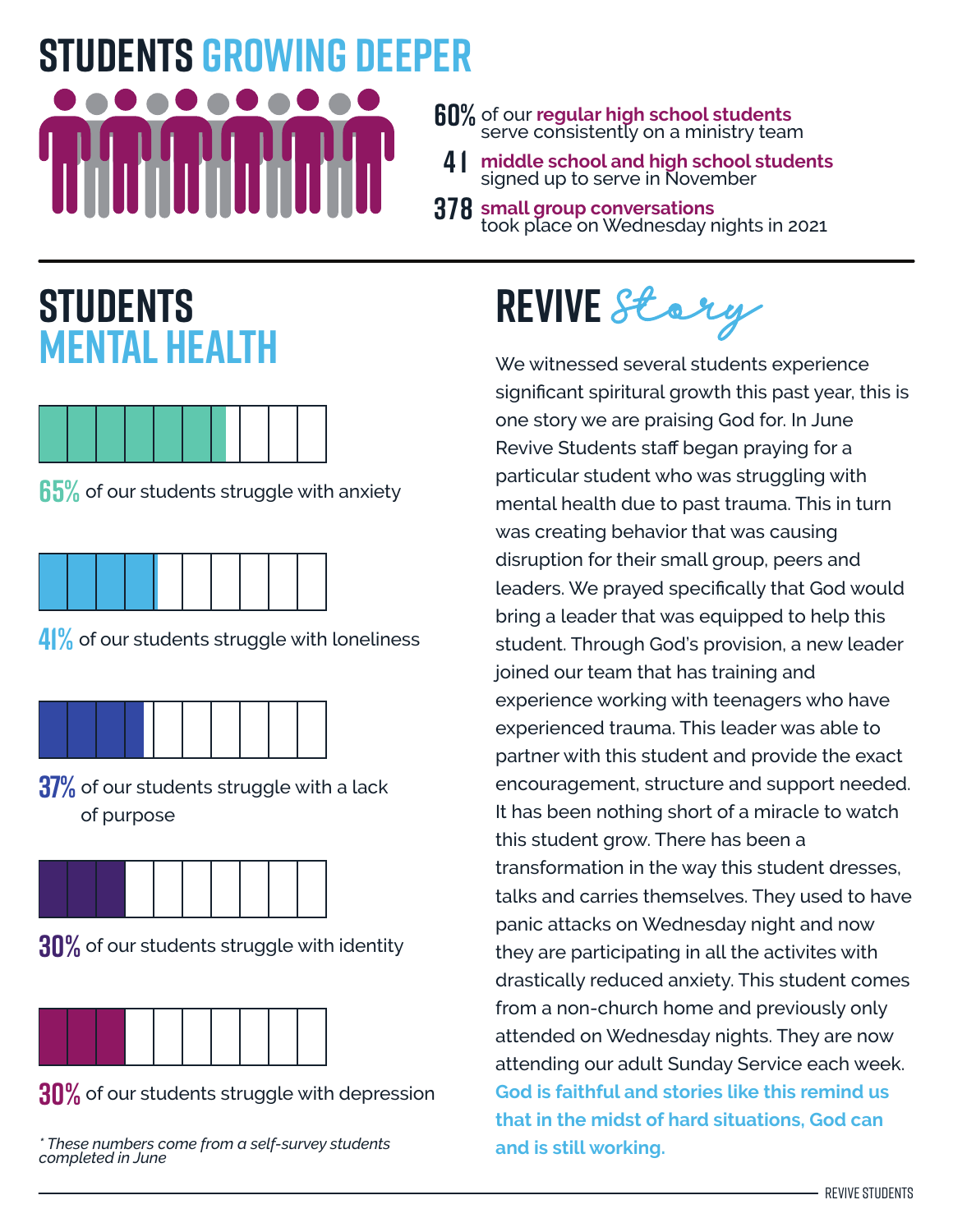# STUDENTS GROWING DEEPER

**60%** of our **regular high school students** serve consistently on a ministry team

**41** **middle school and high school students** signed up to serve in November

**378** **small group conversations** took place on Wednesday nights in 2021

## STUDENTS MENTAL HEALTH

**65%** of our students struggle with anxiety

**41%** of our students struggle with loneliness

**37%** of our students struggle with a lack of purpose

**30%** of our students struggle with identity

**30%** of our students struggle with depression

*\* These numbers come from a self-survey students completed in June*

## REVIVE *Story*

We witnessed several students experience significant spiritual growth this past year, this is one story we are praising God for. In June Revive Students staff began praying for a particular student who was struggling with mental health due to past trauma. This in turn was creating behavior that was causing disruption for their small group, peers and leaders. We prayed specifically that God would bring a leader that was equipped to help this student. Through God's provision, a new leader joined our team that has training and experience working with teenagers who have experienced trauma. This leader was able to partner with this student and provide the exact encouragement, structure and support needed. It has been nothing short of a miracle to watch this student grow. There has been a transformation in the way this student dresses, talks and carries themselves. They used to have panic attacks on Wednesday night and now they are participating in all the activites with drastically reduced anxiety. This student comes from a non-church home and previously only attended on Wednesday nights. They are now attending our adult Sunday Service each week. **God is faithful and stories like this remind us that in the midst of hard situations, God can and is still working.**